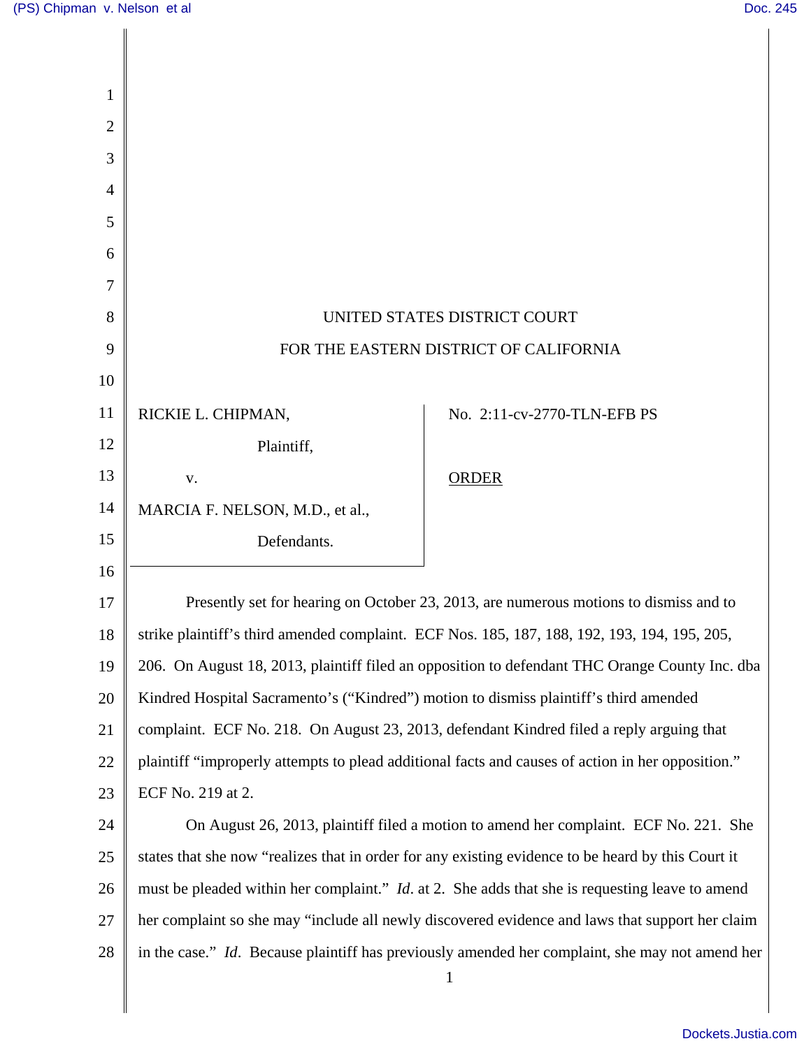UNITED STATES DISTRICT COURT

FOR THE EASTERN DISTRICT OF CALIFORNIA

| | |
|---|---|
| RICKIE L. CHIPMAN,<br>Plaintiff,<br>v.<br>MARCIA F. NELSON, M.D., et al.,<br>Defendants. | No. 2:11-cv-2770-TLN-EFB PS<br><br><u>ORDER</u> |

Presently set for hearing on October 23, 2013, are numerous motions to dismiss and to strike plaintiff's third amended complaint. ECF Nos. 185, 187, 188, 192, 193, 194, 195, 205, 206. On August 18, 2013, plaintiff filed an opposition to defendant THC Orange County Inc. dba Kindred Hospital Sacramento's ("Kindred") motion to dismiss plaintiff's third amended complaint. ECF No. 218. On August 23, 2013, defendant Kindred filed a reply arguing that plaintiff "improperly attempts to plead additional facts and causes of action in her opposition." ECF No. 219 at 2.

On August 26, 2013, plaintiff filed a motion to amend her complaint. ECF No. 221. She states that she now "realizes that in order for any existing evidence to be heard by this Court it must be pleaded within her complaint." *Id*. at 2. She adds that she is requesting leave to amend her complaint so she may "include all newly discovered evidence and laws that support her claim in the case." *Id*. Because plaintiff has previously amended her complaint, she may not amend her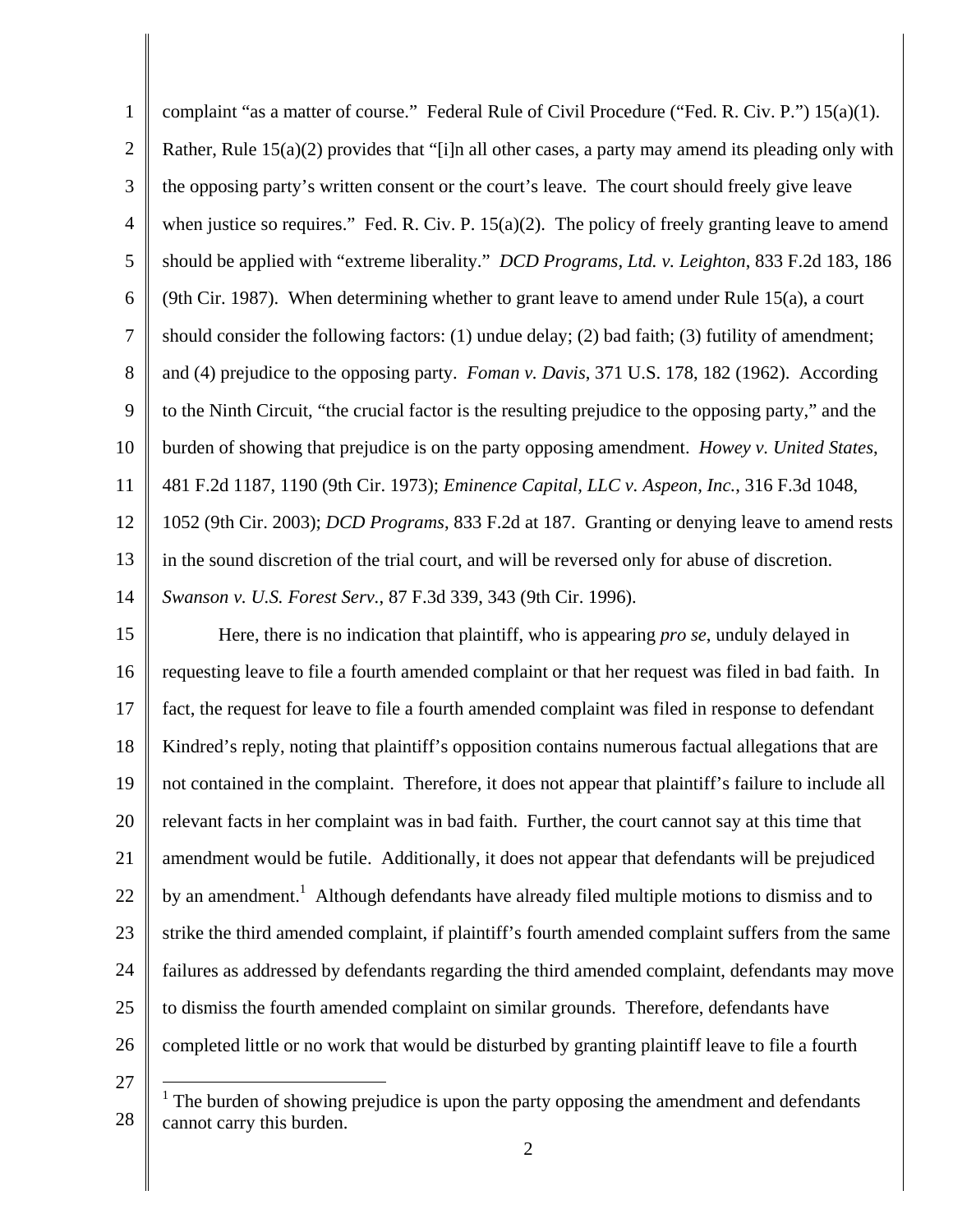complaint "as a matter of course." Federal Rule of Civil Procedure ("Fed. R. Civ. P.") 15(a)(1). Rather, Rule 15(a)(2) provides that "[i]n all other cases, a party may amend its pleading only with the opposing party's written consent or the court's leave. The court should freely give leave when justice so requires." Fed. R. Civ. P. 15(a)(2). The policy of freely granting leave to amend should be applied with "extreme liberality." *DCD Programs, Ltd. v. Leighton*, 833 F.2d 183, 186 (9th Cir. 1987). When determining whether to grant leave to amend under Rule 15(a), a court should consider the following factors: (1) undue delay; (2) bad faith; (3) futility of amendment; and (4) prejudice to the opposing party. *Foman v. Davis*, 371 U.S. 178, 182 (1962). According to the Ninth Circuit, "the crucial factor is the resulting prejudice to the opposing party," and the burden of showing that prejudice is on the party opposing amendment. *Howey v. United States*, 481 F.2d 1187, 1190 (9th Cir. 1973); *Eminence Capital, LLC v. Aspeon, Inc.*, 316 F.3d 1048, 1052 (9th Cir. 2003); *DCD Programs*, 833 F.2d at 187. Granting or denying leave to amend rests in the sound discretion of the trial court, and will be reversed only for abuse of discretion. *Swanson v. U.S. Forest Serv.*, 87 F.3d 339, 343 (9th Cir. 1996).

Here, there is no indication that plaintiff, who is appearing *pro se*, unduly delayed in requesting leave to file a fourth amended complaint or that her request was filed in bad faith. In fact, the request for leave to file a fourth amended complaint was filed in response to defendant Kindred's reply, noting that plaintiff's opposition contains numerous factual allegations that are not contained in the complaint. Therefore, it does not appear that plaintiff's failure to include all relevant facts in her complaint was in bad faith. Further, the court cannot say at this time that amendment would be futile. Additionally, it does not appear that defendants will be prejudiced by an amendment.[1] Although defendants have already filed multiple motions to dismiss and to strike the third amended complaint, if plaintiff's fourth amended complaint suffers from the same failures as addressed by defendants regarding the third amended complaint, defendants may move to dismiss the fourth amended complaint on similar grounds. Therefore, defendants have completed little or no work that would be disturbed by granting plaintiff leave to file a fourth

[1] The burden of showing prejudice is upon the party opposing the amendment and defendants cannot carry this burden.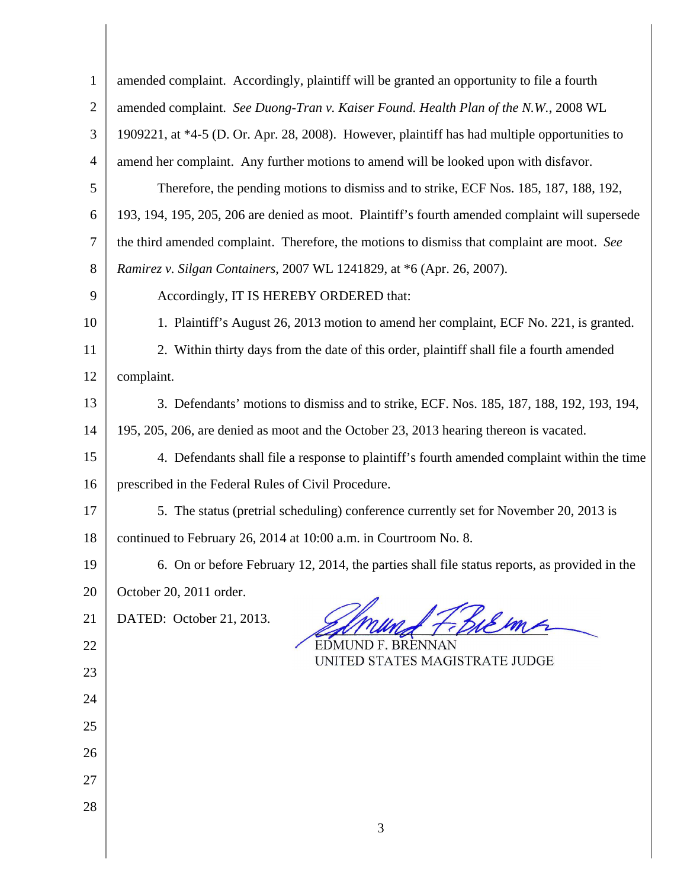amended complaint. Accordingly, plaintiff will be granted an opportunity to file a fourth amended complaint. *See Duong-Tran v. Kaiser Found. Health Plan of the N.W.*, 2008 WL 1909221, at *4-5 (D. Or. Apr. 28, 2008). However, plaintiff has had multiple opportunities to amend her complaint. Any further motions to amend will be looked upon with disfavor.

Therefore, the pending motions to dismiss and to strike, ECF Nos. 185, 187, 188, 192, 193, 194, 195, 205, 206 are denied as moot. Plaintiff's fourth amended complaint will supersede the third amended complaint. Therefore, the motions to dismiss that complaint are moot. *See Ramirez v. Silgan Containers*, 2007 WL 1241829, at *6 (Apr. 26, 2007).

Accordingly, IT IS HEREBY ORDERED that:

1. Plaintiff's August 26, 2013 motion to amend her complaint, ECF No. 221, is granted.

2. Within thirty days from the date of this order, plaintiff shall file a fourth amended complaint.

3. Defendants' motions to dismiss and to strike, ECF. Nos. 185, 187, 188, 192, 193, 194, 195, 205, 206, are denied as moot and the October 23, 2013 hearing thereon is vacated.

4. Defendants shall file a response to plaintiff's fourth amended complaint within the time prescribed in the Federal Rules of Civil Procedure.

5. The status (pretrial scheduling) conference currently set for November 20, 2013 is continued to February 26, 2014 at 10:00 a.m. in Courtroom No. 8.

6. On or before February 12, 2014, the parties shall file status reports, as provided in the October 20, 2011 order.

DATED: October 21, 2013.

EDMUND F. BRENNAN
UNITED STATES MAGISTRATE JUDGE